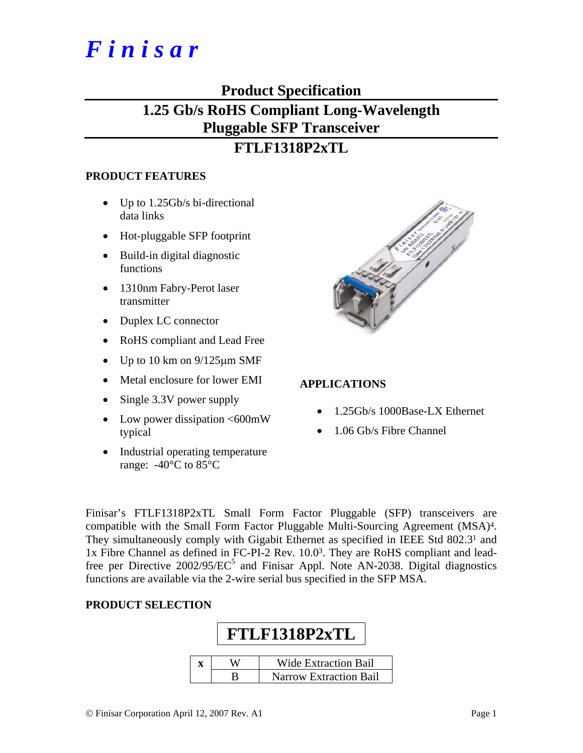# Finisar

## Product Specification

## 1.25 Gb/s RoHS Compliant Long-Wavelength Pluggable SFP Transceiver

## FTLF1318P2xTL

### PRODUCT FEATURES

- Up to 1.25Gb/s bi-directional data links
- Hot-pluggable SFP footprint
- Build-in digital diagnostic functions
- 1310nm Fabry-Perot laser transmitter
- Duplex LC connector
- RoHS compliant and Lead Free
- Up to 10 km on 9/125µm SMF
- Metal enclosure for lower EMI
- Single 3.3V power supply
- Low power dissipation <600mW typical
- Industrial operating temperature range: -40°C to 85°C

### APPLICATIONS

- 1.25Gb/s 1000Base-LX Ethernet
- 1.06 Gb/s Fibre Channel

Finisar's FTLF1318P2xTL Small Form Factor Pluggable (SFP) transceivers are compatible with the Small Form Factor Pluggable Multi-Sourcing Agreement (MSA)[4]. They simultaneously comply with Gigabit Ethernet as specified in IEEE Std 802.3[1] and 1x Fibre Channel as defined in FC-PI-2 Rev. 10.0[3]. They are RoHS compliant and lead-free per Directive 2002/95/EC[5] and Finisar Appl. Note AN-2038. Digital diagnostics functions are available via the 2-wire serial bus specified in the SFP MSA.

### PRODUCT SELECTION

**FTLF1318P2xTL**

| x | | |
|---|---|---|
| | W | Wide Extraction Bail |
| | B | Narrow Extraction Bail |

© Finisar Corporation April 12, 2007 Rev. A1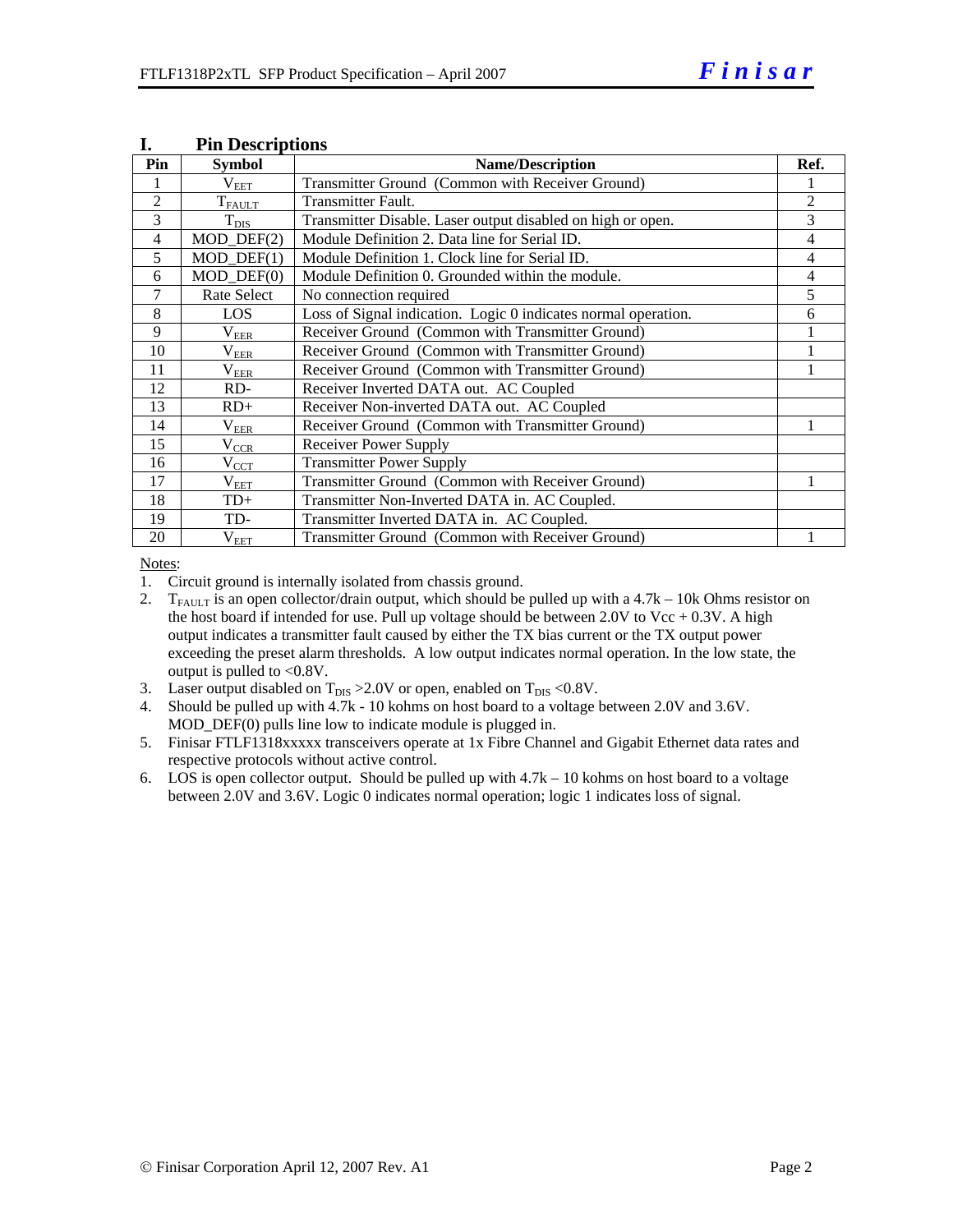## I. Pin Descriptions

| Pin | Symbol | Name/Description | Ref. |
|---|---|---|---|
| 1 | $V_{EET}$ | Transmitter Ground (Common with Receiver Ground) | 1 |
| 2 | $T_{FAULT}$ | Transmitter Fault. | 2 |
| 3 | $T_{DIS}$ | Transmitter Disable. Laser output disabled on high or open. | 3 |
| 4 | MOD_DEF(2) | Module Definition 2. Data line for Serial ID. | 4 |
| 5 | MOD_DEF(1) | Module Definition 1. Clock line for Serial ID. | 4 |
| 6 | MOD_DEF(0) | Module Definition 0. Grounded within the module. | 4 |
| 7 | Rate Select | No connection required | 5 |
| 8 | LOS | Loss of Signal indication. Logic 0 indicates normal operation. | 6 |
| 9 | $V_{EER}$ | Receiver Ground (Common with Transmitter Ground) | 1 |
| 10 | $V_{EER}$ | Receiver Ground (Common with Transmitter Ground) | 1 |
| 11 | $V_{EER}$ | Receiver Ground (Common with Transmitter Ground) | 1 |
| 12 | RD- | Receiver Inverted DATA out. AC Coupled | |
| 13 | RD+ | Receiver Non-inverted DATA out. AC Coupled | |
| 14 | $V_{EER}$ | Receiver Ground (Common with Transmitter Ground) | 1 |
| 15 | $V_{CCR}$ | Receiver Power Supply | |
| 16 | $V_{CCT}$ | Transmitter Power Supply | |
| 17 | $V_{EET}$ | Transmitter Ground (Common with Receiver Ground) | 1 |
| 18 | TD+ | Transmitter Non-Inverted DATA in. AC Coupled. | |
| 19 | TD- | Transmitter Inverted DATA in. AC Coupled. | |
| 20 | $V_{EET}$ | Transmitter Ground (Common with Receiver Ground) | 1 |

Notes:

1. Circuit ground is internally isolated from chassis ground.
2. $T_{FAULT}$ is an open collector/drain output, which should be pulled up with a 4.7k – 10k Ohms resistor on the host board if intended for use. Pull up voltage should be between 2.0V to Vcc + 0.3V. A high output indicates a transmitter fault caused by either the TX bias current or the TX output power exceeding the preset alarm thresholds. A low output indicates normal operation. In the low state, the output is pulled to <0.8V.
3. Laser output disabled on $T_{DIS}$ >2.0V or open, enabled on $T_{DIS}$ <0.8V.
4. Should be pulled up with 4.7k - 10 kohms on host board to a voltage between 2.0V and 3.6V. MOD_DEF(0) pulls line low to indicate module is plugged in.
5. Finisar FTLF1318xxxxx transceivers operate at 1x Fibre Channel and Gigabit Ethernet data rates and respective protocols without active control.
6. LOS is open collector output. Should be pulled up with 4.7k – 10 kohms on host board to a voltage between 2.0V and 3.6V. Logic 0 indicates normal operation; logic 1 indicates loss of signal.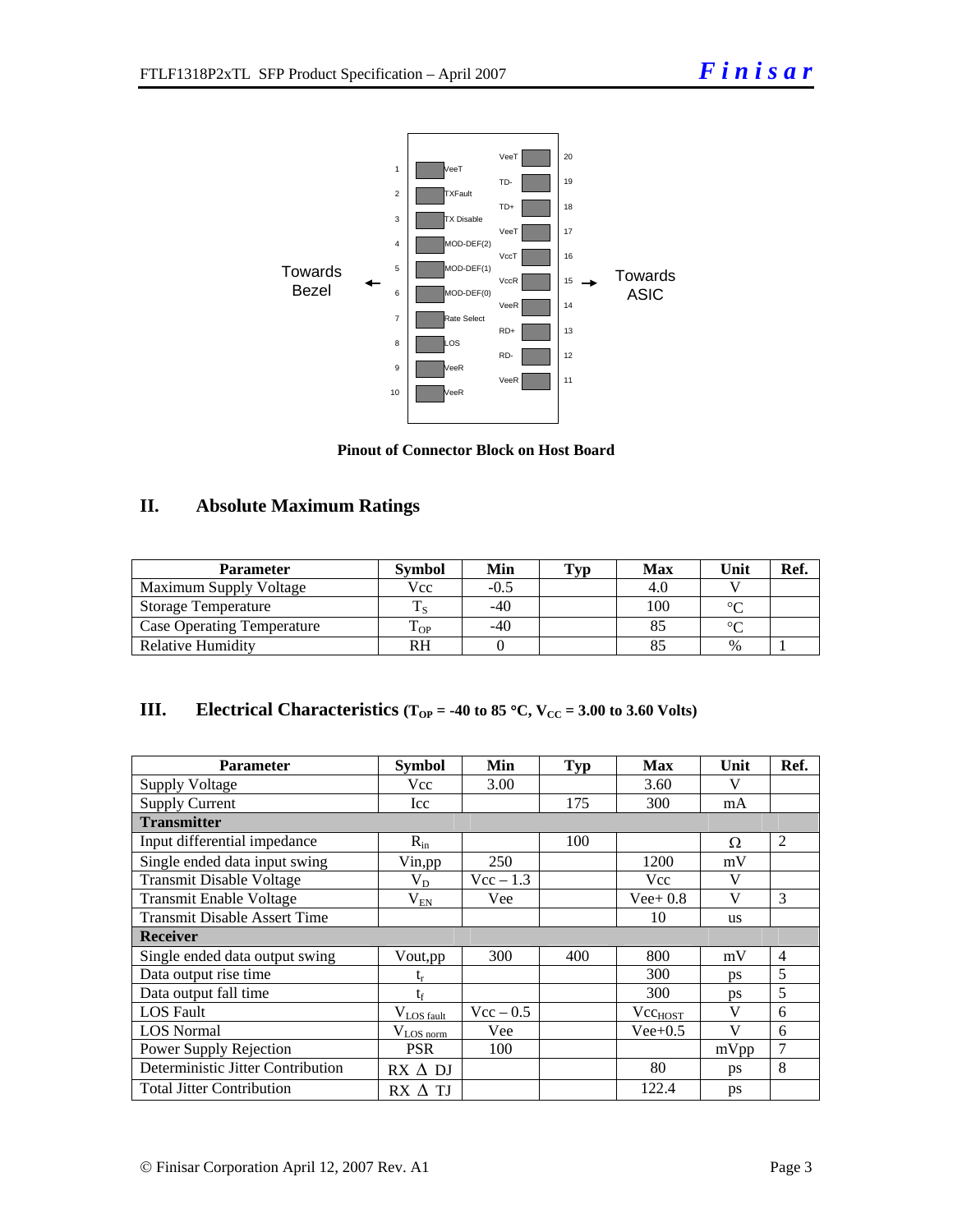Towards Bezel ← → Towards ASIC

| Pin | Signal | Pin | Signal |
|---|---|---|---|
| 1 | VeeT | 20 | VeeT |
| 2 | TXFault | 19 | TD- |
| 3 | TX Disable | 18 | TD+ |
| 4 | MOD-DEF(2) | 17 | VeeT |
| 5 | MOD-DEF(1) | 16 | VccT |
| 6 | MOD-DEF(0) | 15 | VccR |
| 7 | Rate Select | 14 | VeeR |
| 8 | LOS | 13 | RD+ |
| 9 | VeeR | 12 | RD- |
| 10 | VeeR | 11 | VeeR |

**Pinout of Connector Block on Host Board**

## II. Absolute Maximum Ratings

| Parameter | Symbol | Min | Typ | Max | Unit | Ref. |
|---|---|---|---|---|---|---|
| Maximum Supply Voltage | Vcc | -0.5 | | 4.0 | V | |
| Storage Temperature | $T_S$ | -40 | | 100 | °C | |
| Case Operating Temperature | $T_{OP}$ | -40 | | 85 | °C | |
| Relative Humidity | RH | 0 | | 85 | % | 1 |

## III. Electrical Characteristics ($T_{OP}$ = -40 to 85 °C, $V_{CC}$ = 3.00 to 3.60 Volts)

| Parameter | Symbol | Min | Typ | Max | Unit | Ref. |
|---|---|---|---|---|---|---|
| Supply Voltage | Vcc | 3.00 | | 3.60 | V | |
| Supply Current | Icc | | 175 | 300 | mA | |
| **Transmitter** | | | | | | |
| Input differential impedance | $R_{in}$ | | 100 | | Ω | 2 |
| Single ended data input swing | Vin,pp | 250 | | 1200 | mV | |
| Transmit Disable Voltage | $V_D$ | Vcc – 1.3 | | Vcc | V | |
| Transmit Enable Voltage | $V_{EN}$ | Vee | | Vee+ 0.8 | V | 3 |
| Transmit Disable Assert Time | | | | 10 | us | |
| **Receiver** | | | | | | |
| Single ended data output swing | Vout,pp | 300 | 400 | 800 | mV | 4 |
| Data output rise time | $t_r$ | | | 300 | ps | 5 |
| Data output fall time | $t_f$ | | | 300 | ps | 5 |
| LOS Fault | $V_{LOS\ fault}$ | Vcc – 0.5 | | $Vcc_{HOST}$ | V | 6 |
| LOS Normal | $V_{LOS\ norm}$ | Vee | | Vee+0.5 | V | 6 |
| Power Supply Rejection | PSR | 100 | | | mVpp | 7 |
| Deterministic Jitter Contribution | RX Δ DJ | | | 80 | ps | 8 |
| Total Jitter Contribution | RX Δ TJ | | | 122.4 | ps | |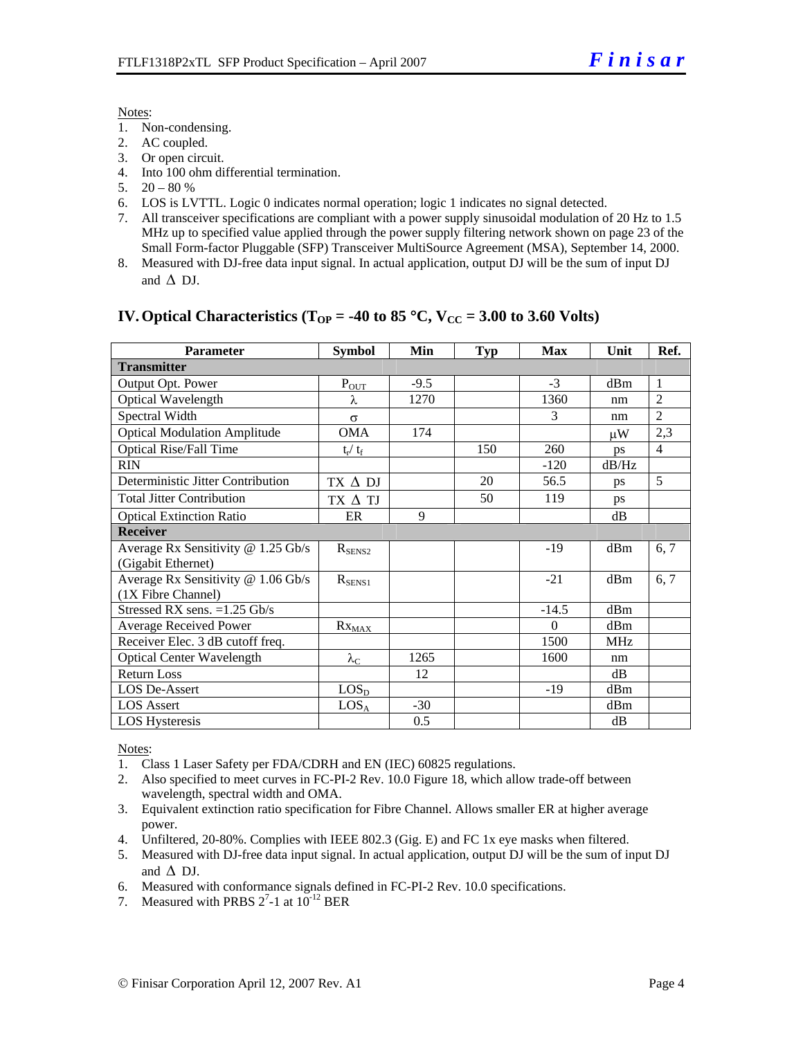Notes:

1. Non-condensing.
2. AC coupled.
3. Or open circuit.
4. Into 100 ohm differential termination.
5. 20 – 80 %
6. LOS is LVTTL. Logic 0 indicates normal operation; logic 1 indicates no signal detected.
7. All transceiver specifications are compliant with a power supply sinusoidal modulation of 20 Hz to 1.5 MHz up to specified value applied through the power supply filtering network shown on page 23 of the Small Form-factor Pluggable (SFP) Transceiver MultiSource Agreement (MSA), September 14, 2000.
8. Measured with DJ-free data input signal. In actual application, output DJ will be the sum of input DJ and $\Delta$ DJ.

## IV. Optical Characteristics ($T_{OP}$ = -40 to 85 °C, $V_{CC}$ = 3.00 to 3.60 Volts)

| Parameter | Symbol | Min | Typ | Max | Unit | Ref. |
|---|---|---|---|---|---|---|
| **Transmitter** | | | | | | |
| Output Opt. Power | $P_{OUT}$ | -9.5 | | -3 | dBm | 1 |
| Optical Wavelength | $\lambda$ | 1270 | | 1360 | nm | 2 |
| Spectral Width | $\sigma$ | | | 3 | nm | 2 |
| Optical Modulation Amplitude | OMA | 174 | | | $\mu$W | 2,3 |
| Optical Rise/Fall Time | $t_r$/ $t_f$ | | 150 | 260 | ps | 4 |
| RIN | | | | -120 | dB/Hz | |
| Deterministic Jitter Contribution | TX $\Delta$ DJ | | 20 | 56.5 | ps | 5 |
| Total Jitter Contribution | TX $\Delta$ TJ | | 50 | 119 | ps | |
| Optical Extinction Ratio | ER | 9 | | | dB | |
| **Receiver** | | | | | | |
| Average Rx Sensitivity @ 1.25 Gb/s (Gigabit Ethernet) | $R_{SENS2}$ | | | -19 | dBm | 6, 7 |
| Average Rx Sensitivity @ 1.06 Gb/s (1X Fibre Channel) | $R_{SENS1}$ | | | -21 | dBm | 6, 7 |
| Stressed RX sens. =1.25 Gb/s | | | | -14.5 | dBm | |
| Average Received Power | $Rx_{MAX}$ | | | 0 | dBm | |
| Receiver Elec. 3 dB cutoff freq. | | | | 1500 | MHz | |
| Optical Center Wavelength | $\lambda_C$ | 1265 | | 1600 | nm | |
| Return Loss | | 12 | | | dB | |
| LOS De-Assert | $LOS_D$ | | | -19 | dBm | |
| LOS Assert | $LOS_A$ | -30 | | | dBm | |
| LOS Hysteresis | | 0.5 | | | dB | |

Notes:

1. Class 1 Laser Safety per FDA/CDRH and EN (IEC) 60825 regulations.
2. Also specified to meet curves in FC-PI-2 Rev. 10.0 Figure 18, which allow trade-off between wavelength, spectral width and OMA.
3. Equivalent extinction ratio specification for Fibre Channel. Allows smaller ER at higher average power.
4. Unfiltered, 20-80%. Complies with IEEE 802.3 (Gig. E) and FC 1x eye masks when filtered.
5. Measured with DJ-free data input signal. In actual application, output DJ will be the sum of input DJ and $\Delta$ DJ.
6. Measured with conformance signals defined in FC-PI-2 Rev. 10.0 specifications.
7. Measured with PRBS $2^7$-1 at $10^{-12}$ BER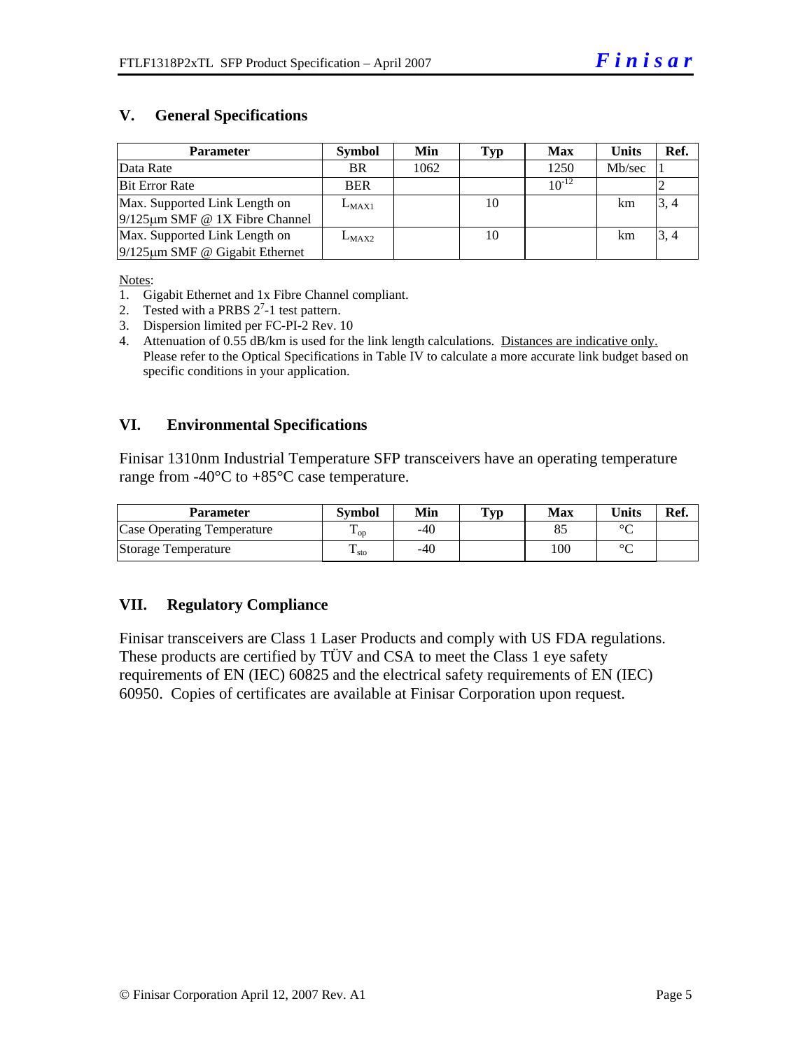## V. General Specifications

| Parameter | Symbol | Min | Typ | Max | Units | Ref. |
|---|---|---|---|---|---|---|
| Data Rate | BR | 1062 | | 1250 | Mb/sec | 1 |
| Bit Error Rate | BER | | | $10^{-12}$ | | 2 |
| Max. Supported Link Length on 9/125μm SMF @ 1X Fibre Channel | $L_{MAX1}$ | | 10 | | km | 3, 4 |
| Max. Supported Link Length on 9/125μm SMF @ Gigabit Ethernet | $L_{MAX2}$ | | 10 | | km | 3, 4 |

Notes:

1. Gigabit Ethernet and 1x Fibre Channel compliant.
2. Tested with a PRBS $2^7$-1 test pattern.
3. Dispersion limited per FC-PI-2 Rev. 10
4. Attenuation of 0.55 dB/km is used for the link length calculations. Distances are indicative only. Please refer to the Optical Specifications in Table IV to calculate a more accurate link budget based on specific conditions in your application.

## VI. Environmental Specifications

Finisar 1310nm Industrial Temperature SFP transceivers have an operating temperature range from -40°C to +85°C case temperature.

| Parameter | Symbol | Min | Typ | Max | Units | Ref. |
|---|---|---|---|---|---|---|
| Case Operating Temperature | $T_{op}$ | -40 | | 85 | °C | |
| Storage Temperature | $T_{sto}$ | -40 | | 100 | °C | |

## VII. Regulatory Compliance

Finisar transceivers are Class 1 Laser Products and comply with US FDA regulations. These products are certified by TÜV and CSA to meet the Class 1 eye safety requirements of EN (IEC) 60825 and the electrical safety requirements of EN (IEC) 60950. Copies of certificates are available at Finisar Corporation upon request.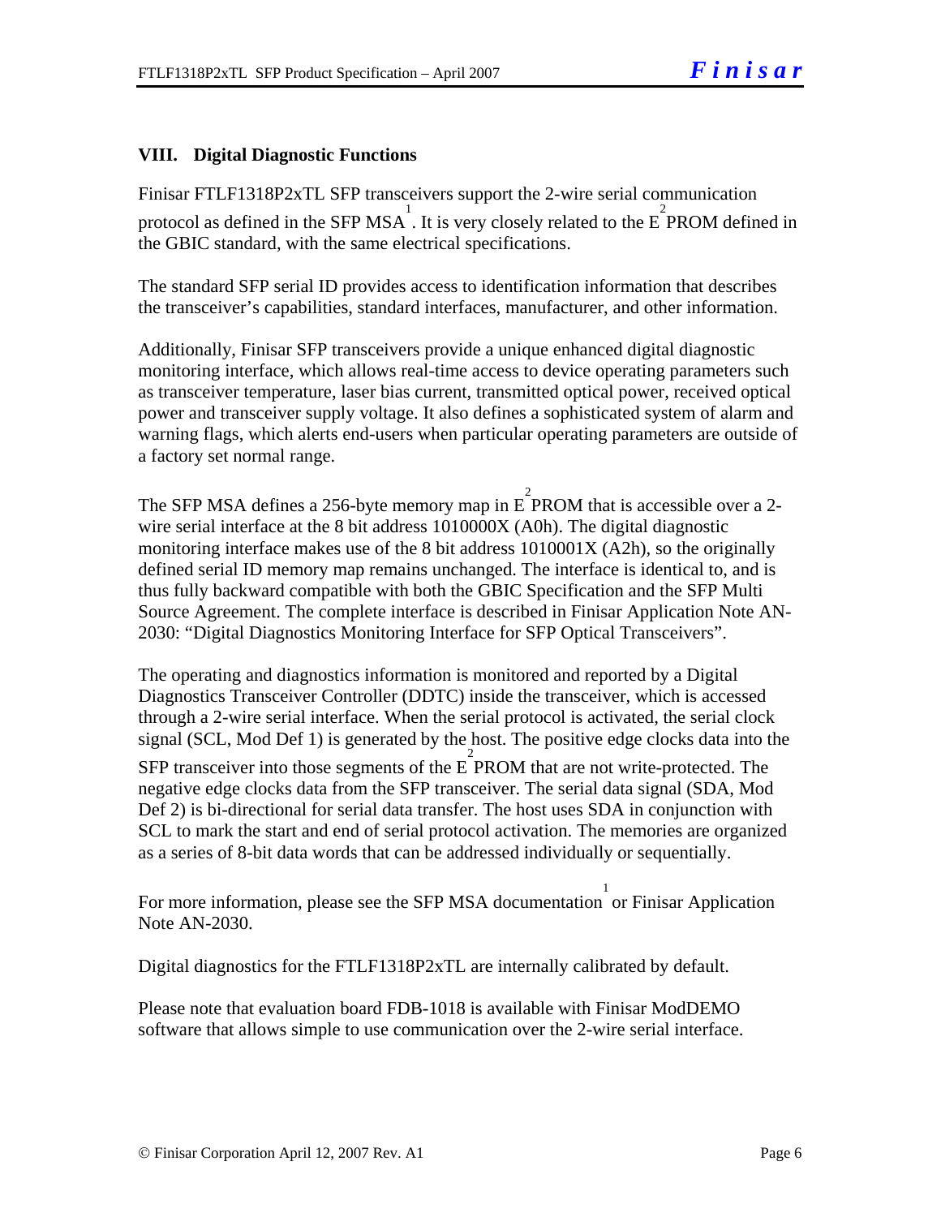## VIII. Digital Diagnostic Functions

Finisar FTLF1318P2xTL SFP transceivers support the 2-wire serial communication protocol as defined in the SFP MSA[1]. It is very closely related to the $E^2PROM$ defined in the GBIC standard, with the same electrical specifications.

The standard SFP serial ID provides access to identification information that describes the transceiver's capabilities, standard interfaces, manufacturer, and other information.

Additionally, Finisar SFP transceivers provide a unique enhanced digital diagnostic monitoring interface, which allows real-time access to device operating parameters such as transceiver temperature, laser bias current, transmitted optical power, received optical power and transceiver supply voltage. It also defines a sophisticated system of alarm and warning flags, which alerts end-users when particular operating parameters are outside of a factory set normal range.

The SFP MSA defines a 256-byte memory map in $E^2PROM$ that is accessible over a 2-wire serial interface at the 8 bit address 1010000X (A0h). The digital diagnostic monitoring interface makes use of the 8 bit address 1010001X (A2h), so the originally defined serial ID memory map remains unchanged. The interface is identical to, and is thus fully backward compatible with both the GBIC Specification and the SFP Multi Source Agreement. The complete interface is described in Finisar Application Note AN-2030: "Digital Diagnostics Monitoring Interface for SFP Optical Transceivers".

The operating and diagnostics information is monitored and reported by a Digital Diagnostics Transceiver Controller (DDTC) inside the transceiver, which is accessed through a 2-wire serial interface. When the serial protocol is activated, the serial clock signal (SCL, Mod Def 1) is generated by the host. The positive edge clocks data into the SFP transceiver into those segments of the $E^2PROM$ that are not write-protected. The negative edge clocks data from the SFP transceiver. The serial data signal (SDA, Mod Def 2) is bi-directional for serial data transfer. The host uses SDA in conjunction with SCL to mark the start and end of serial protocol activation. The memories are organized as a series of 8-bit data words that can be addressed individually or sequentially.

For more information, please see the SFP MSA documentation[1] or Finisar Application Note AN-2030.

Digital diagnostics for the FTLF1318P2xTL are internally calibrated by default.

Please note that evaluation board FDB-1018 is available with Finisar ModDEMO software that allows simple to use communication over the 2-wire serial interface.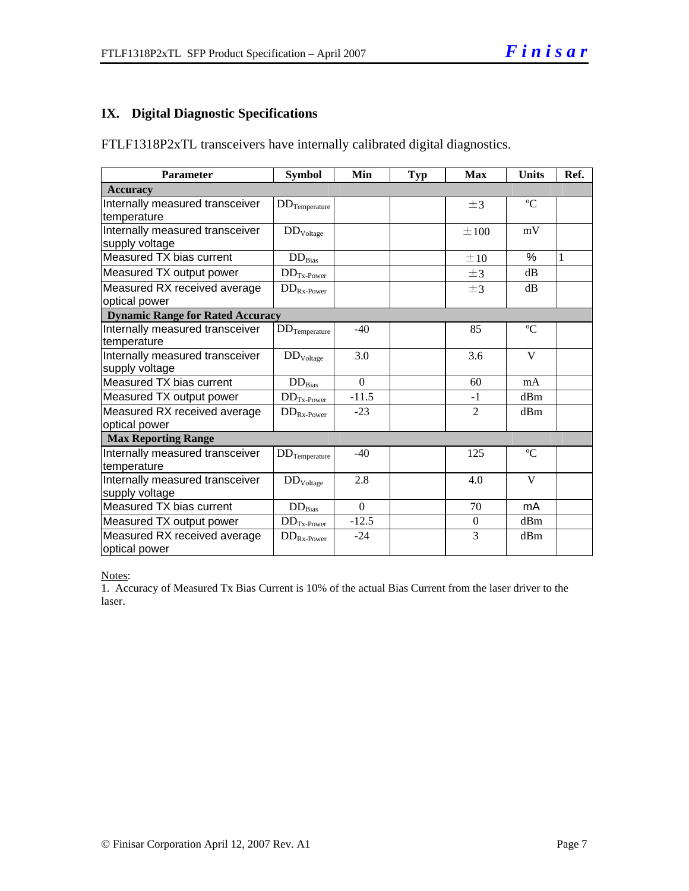## IX. Digital Diagnostic Specifications

FTLF1318P2xTL transceivers have internally calibrated digital diagnostics.

| Parameter | Symbol | Min | Typ | Max | Units | Ref. |
|---|---|---|---|---|---|---|
| **Accuracy** | | | | | | |
| Internally measured transceiver temperature | $DD_{Temperature}$ | | | ±3 | ºC | |
| Internally measured transceiver supply voltage | $DD_{Voltage}$ | | | ±100 | mV | |
| Measured TX bias current | $DD_{Bias}$ | | | ±10 | % | 1 |
| Measured TX output power | $DD_{Tx\text{-}Power}$ | | | ±3 | dB | |
| Measured RX received average optical power | $DD_{Rx\text{-}Power}$ | | | ±3 | dB | |
| **Dynamic Range for Rated Accuracy** | | | | | | |
| Internally measured transceiver temperature | $DD_{Temperature}$ | -40 | | 85 | ºC | |
| Internally measured transceiver supply voltage | $DD_{Voltage}$ | 3.0 | | 3.6 | V | |
| Measured TX bias current | $DD_{Bias}$ | 0 | | 60 | mA | |
| Measured TX output power | $DD_{Tx\text{-}Power}$ | -11.5 | | -1 | dBm | |
| Measured RX received average optical power | $DD_{Rx\text{-}Power}$ | -23 | | 2 | dBm | |
| **Max Reporting Range** | | | | | | |
| Internally measured transceiver temperature | $DD_{Temperature}$ | -40 | | 125 | ºC | |
| Internally measured transceiver supply voltage | $DD_{Voltage}$ | 2.8 | | 4.0 | V | |
| Measured TX bias current | $DD_{Bias}$ | 0 | | 70 | mA | |
| Measured TX output power | $DD_{Tx\text{-}Power}$ | -12.5 | | 0 | dBm | |
| Measured RX received average optical power | $DD_{Rx\text{-}Power}$ | -24 | | 3 | dBm | |

Notes:
1. Accuracy of Measured Tx Bias Current is 10% of the actual Bias Current from the laser driver to the laser.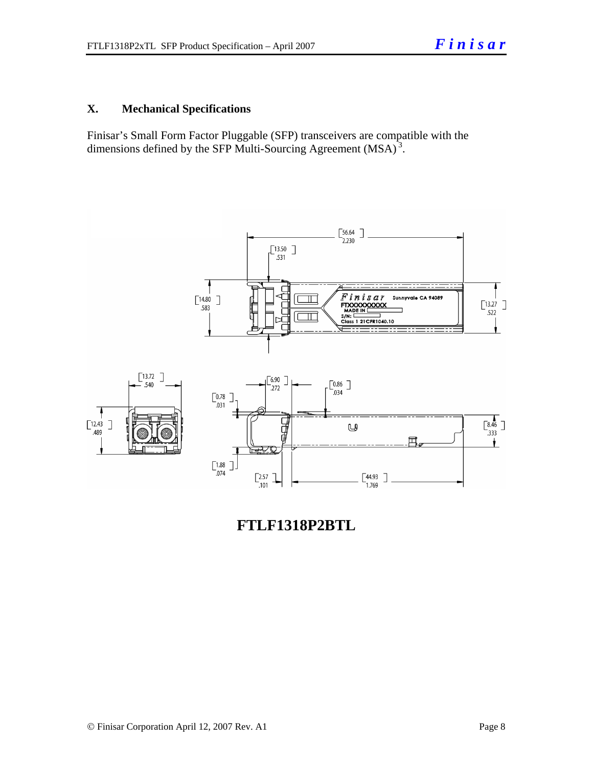## X. Mechanical Specifications

Finisar's Small Form Factor Pluggable (SFP) transceivers are compatible with the dimensions defined by the SFP Multi-Sourcing Agreement (MSA)[3].

**FTLF1318P2BTL**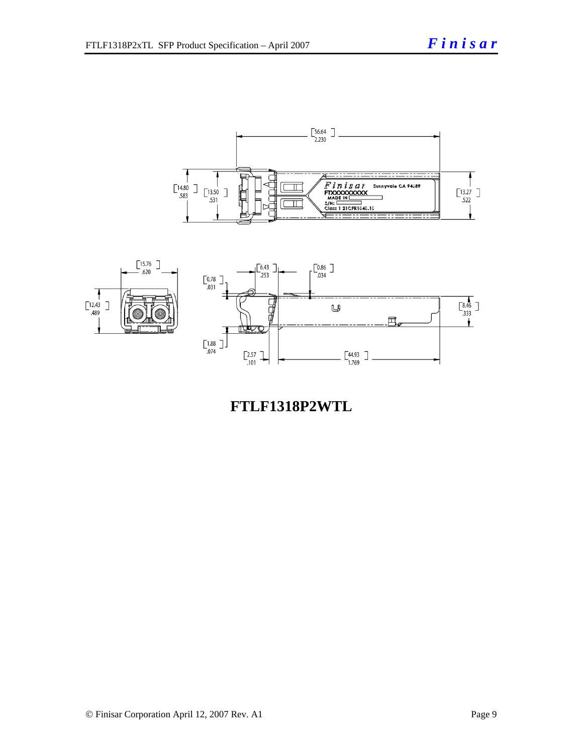**FTLF1318P2WTL**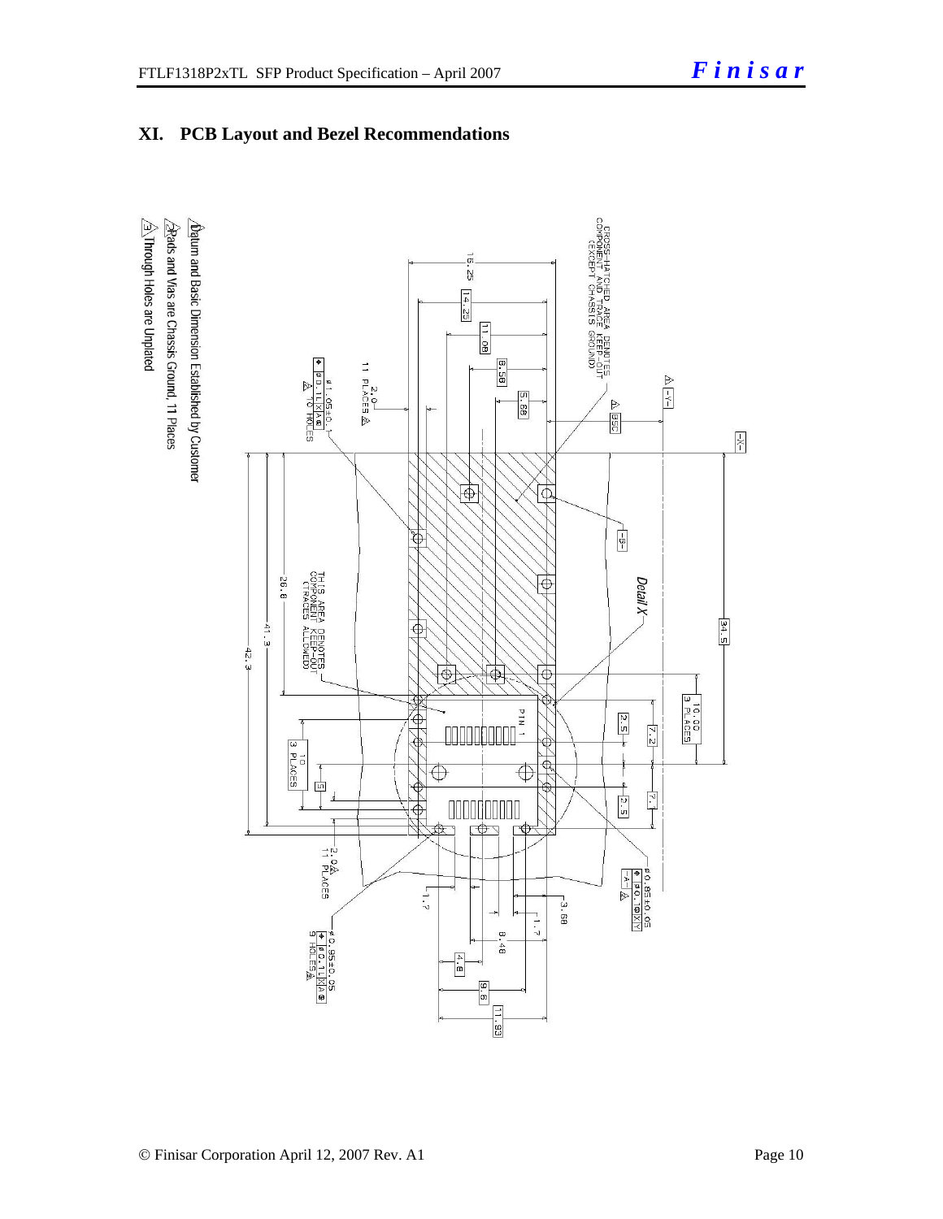# XI. PCB Layout and Bezel Recommendations

1. Datum and Basic Dimension Established by Customer
2. Pads and Vias are Chassis Ground, 11 Places
3. Through Holes are Unplated

CROSS-HATCHED AREA DENOTES COMPONENT AND TRACE KEEP-OUT (EXCEPT CHASSIS GROUND)

THIS AREA DENOTES COMPONENT KEEP-OUT (TRACES ALLOWED)

Detail X

PIN 1

16.25, 14.25, 11.08, 8.58, 5.68, BSC, -X-, -Y-, -B-, -A-, 34.5, 10.00 3 PLACES, 2.5, 7.2, 7.1, 2.5, 26.8, 41.3, 42.3, 10 3 PLACES, 5, 2.0 11 PLACES, 1.7, 3.68, 1.7, 8.48, 4.8, 9.6, 11.93

ø1.05±0.1, ⌖ ø0.1 X A, 10 HOLES

ø0.85±0.05, ⌖ ø0.1 X Y

ø0.85±0.05, ⌖ ø0.1 X A, 9 HOLES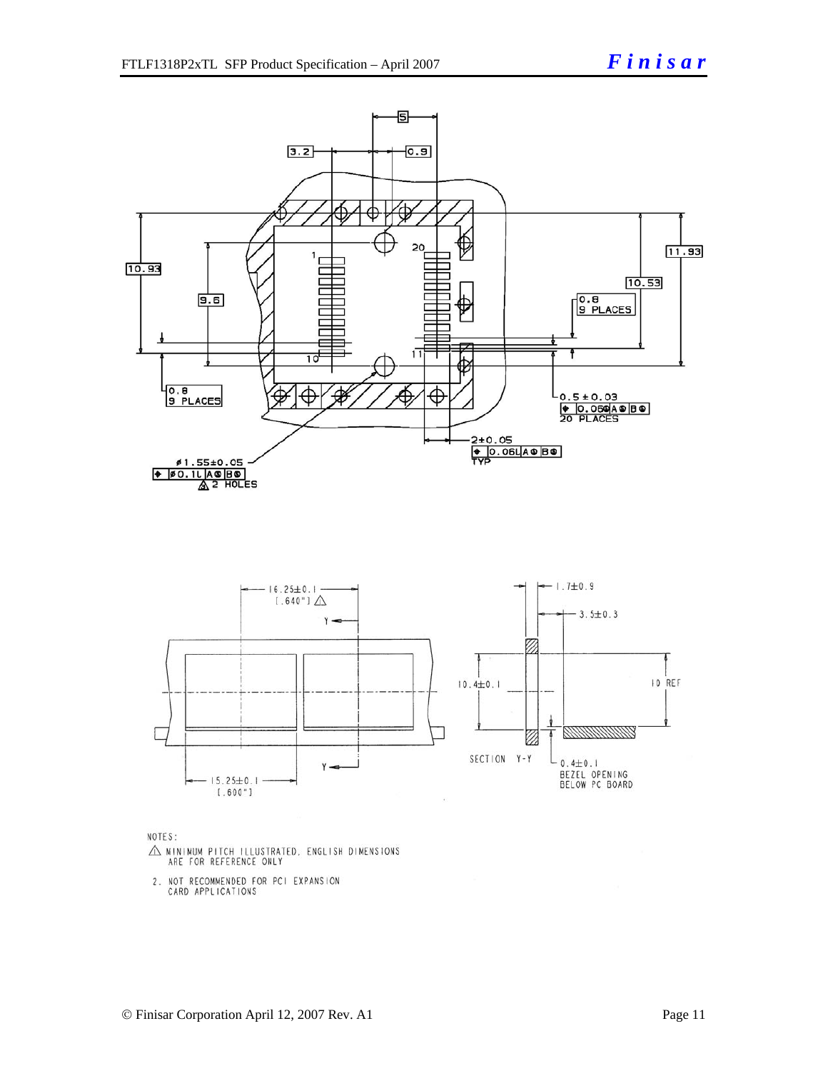3.2

0.9

5

10.93

9.6

11.93

10.53

0.8
9 PLACES

0.8
9 PLACES

0.5 ± 0.03
20 PLACES

2±0.05
TYP

ø1.55±0.05
2 HOLES

16.25±0.1
[.640"]

15.25±0.1
[.600"]

1.7±0.9

3.5±0.3

10.4±0.1

10 REF

SECTION Y-Y

0.4±0.1
BEZEL OPENING
BELOW PC BOARD

NOTES:

1. MINIMUM PITCH ILLUSTRATED, ENGLISH DIMENSIONS ARE FOR REFERENCE ONLY
2. NOT RECOMMENDED FOR PCI EXPANSION CARD APPLICATIONS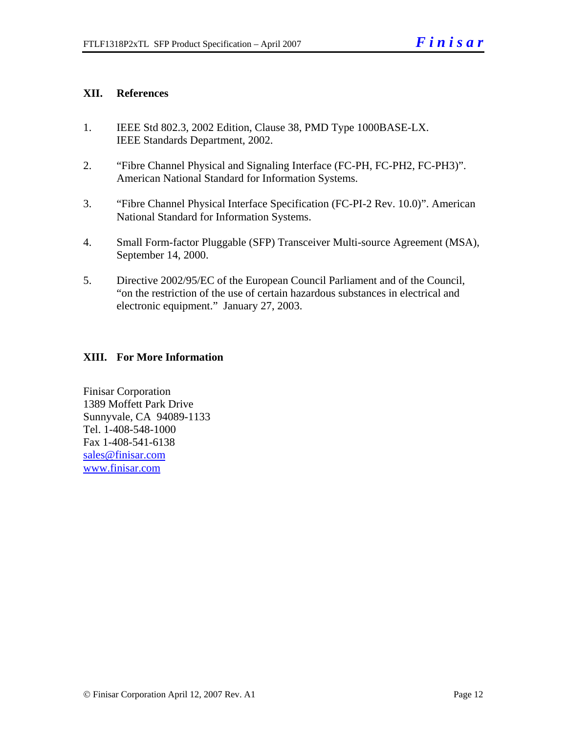## XII. References

1. IEEE Std 802.3, 2002 Edition, Clause 38, PMD Type 1000BASE-LX. IEEE Standards Department, 2002.

2. "Fibre Channel Physical and Signaling Interface (FC-PH, FC-PH2, FC-PH3)". American National Standard for Information Systems.

3. "Fibre Channel Physical Interface Specification (FC-PI-2 Rev. 10.0)". American National Standard for Information Systems.

4. Small Form-factor Pluggable (SFP) Transceiver Multi-source Agreement (MSA), September 14, 2000.

5. Directive 2002/95/EC of the European Council Parliament and of the Council, "on the restriction of the use of certain hazardous substances in electrical and electronic equipment." January 27, 2003.

## XIII. For More Information

Finisar Corporation
1389 Moffett Park Drive
Sunnyvale, CA 94089-1133
Tel. 1-408-548-1000
Fax 1-408-541-6138
sales@finisar.com
www.finisar.com